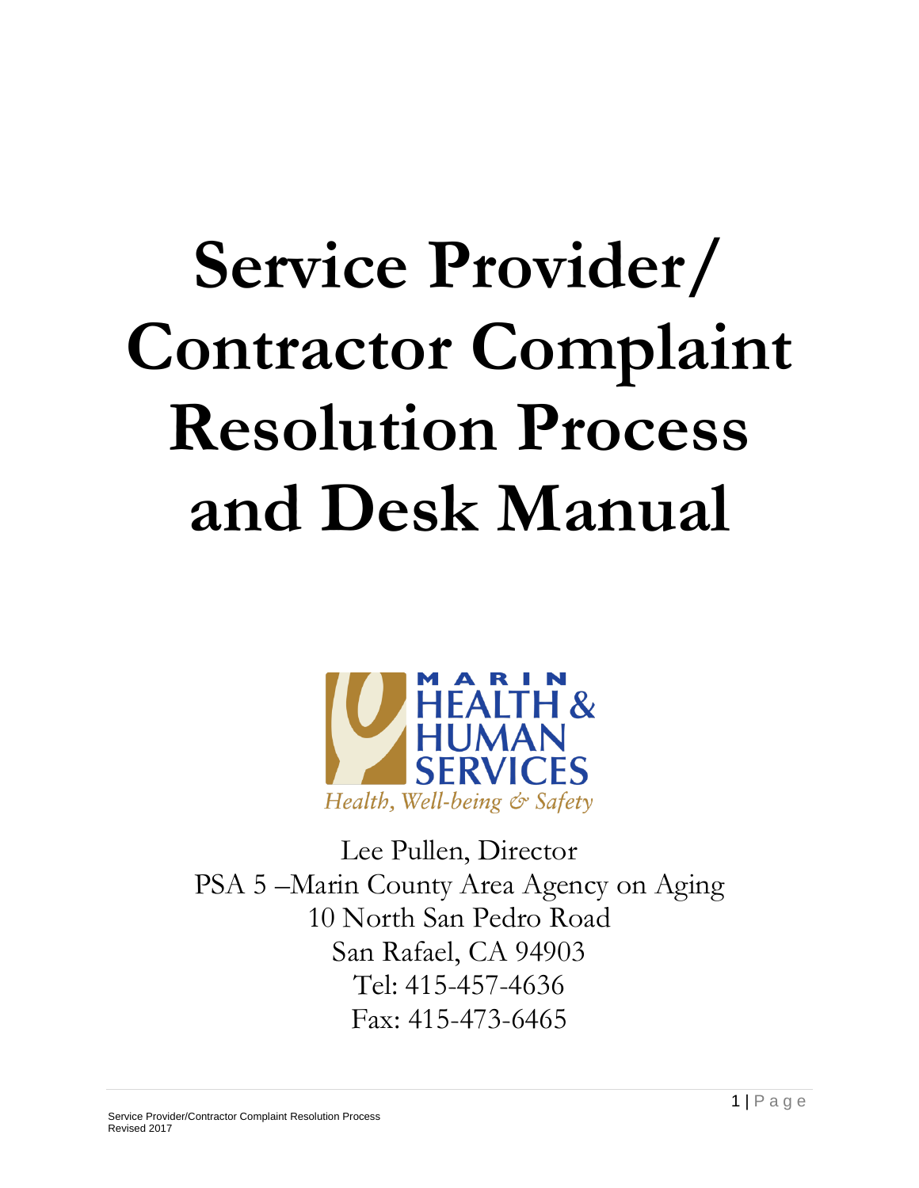# Service Provider/ Contractor Complaint Resolution Process and Desk Manual

MARIN HEALTH & HUMAN SERVICES

*Health, Well-being & Safety*

Lee Pullen, Director
PSA 5 –Marin County Area Agency on Aging
10 North San Pedro Road
San Rafael, CA 94903
Tel: 415-457-4636
Fax: 415-473-6465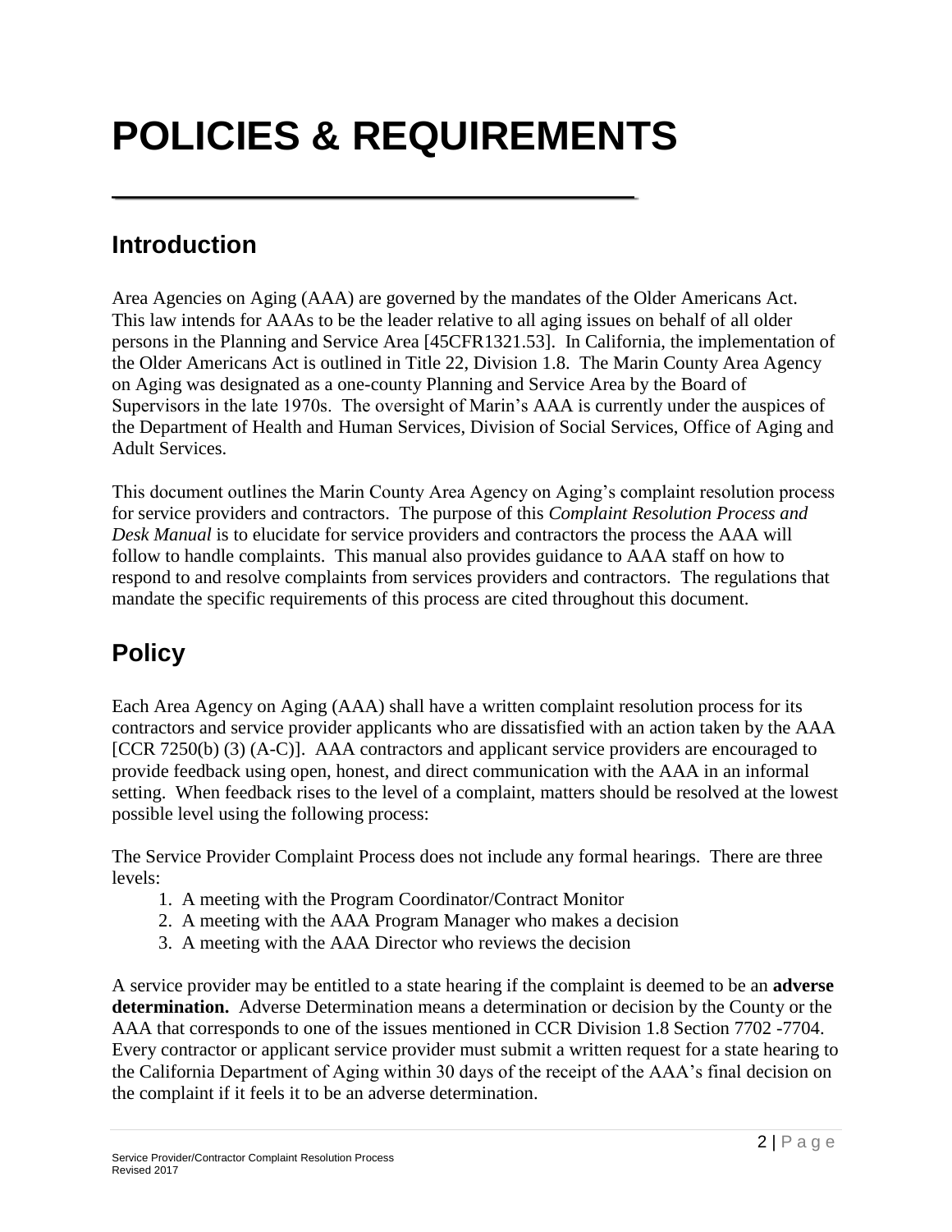# POLICIES & REQUIREMENTS

## Introduction

Area Agencies on Aging (AAA) are governed by the mandates of the Older Americans Act. This law intends for AAAs to be the leader relative to all aging issues on behalf of all older persons in the Planning and Service Area [45CFR1321.53]. In California, the implementation of the Older Americans Act is outlined in Title 22, Division 1.8. The Marin County Area Agency on Aging was designated as a one-county Planning and Service Area by the Board of Supervisors in the late 1970s. The oversight of Marin's AAA is currently under the auspices of the Department of Health and Human Services, Division of Social Services, Office of Aging and Adult Services.

This document outlines the Marin County Area Agency on Aging's complaint resolution process for service providers and contractors. The purpose of this *Complaint Resolution Process and Desk Manual* is to elucidate for service providers and contractors the process the AAA will follow to handle complaints. This manual also provides guidance to AAA staff on how to respond to and resolve complaints from services providers and contractors. The regulations that mandate the specific requirements of this process are cited throughout this document.

## Policy

Each Area Agency on Aging (AAA) shall have a written complaint resolution process for its contractors and service provider applicants who are dissatisfied with an action taken by the AAA [CCR 7250(b) (3) (A-C)]. AAA contractors and applicant service providers are encouraged to provide feedback using open, honest, and direct communication with the AAA in an informal setting. When feedback rises to the level of a complaint, matters should be resolved at the lowest possible level using the following process:

The Service Provider Complaint Process does not include any formal hearings. There are three levels:

1. A meeting with the Program Coordinator/Contract Monitor
2. A meeting with the AAA Program Manager who makes a decision
3. A meeting with the AAA Director who reviews the decision

A service provider may be entitled to a state hearing if the complaint is deemed to be an **adverse determination.** Adverse Determination means a determination or decision by the County or the AAA that corresponds to one of the issues mentioned in CCR Division 1.8 Section 7702 -7704. Every contractor or applicant service provider must submit a written request for a state hearing to the California Department of Aging within 30 days of the receipt of the AAA's final decision on the complaint if it feels it to be an adverse determination.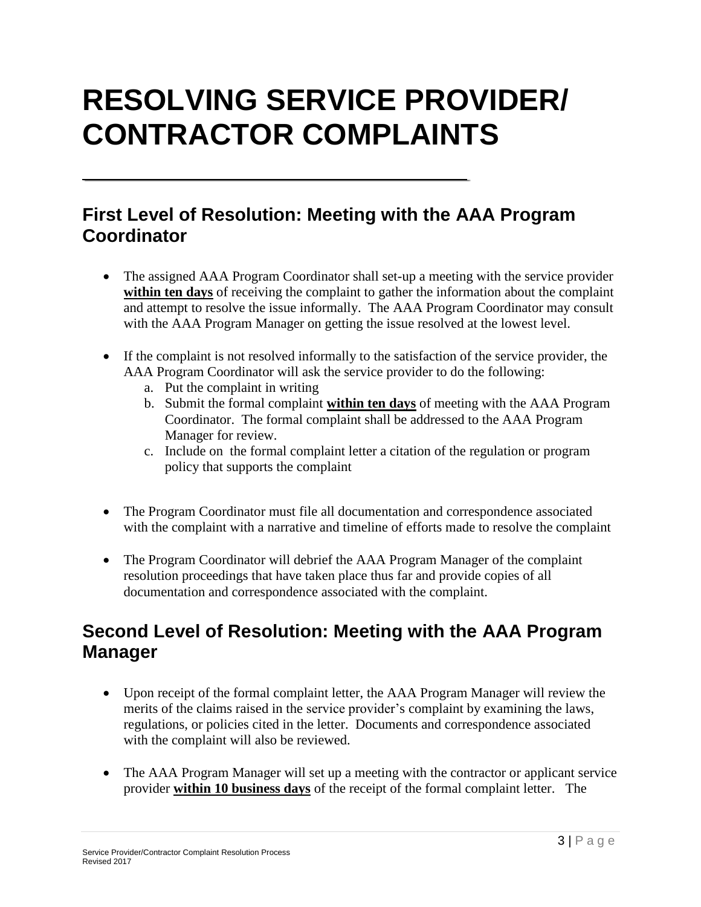# RESOLVING SERVICE PROVIDER/ CONTRACTOR COMPLAINTS

## First Level of Resolution: Meeting with the AAA Program Coordinator

- The assigned AAA Program Coordinator shall set-up a meeting with the service provider **within ten days** of receiving the complaint to gather the information about the complaint and attempt to resolve the issue informally. The AAA Program Coordinator may consult with the AAA Program Manager on getting the issue resolved at the lowest level.

- If the complaint is not resolved informally to the satisfaction of the service provider, the AAA Program Coordinator will ask the service provider to do the following:
  a. Put the complaint in writing
  b. Submit the formal complaint **within ten days** of meeting with the AAA Program Coordinator. The formal complaint shall be addressed to the AAA Program Manager for review.
  c. Include on the formal complaint letter a citation of the regulation or program policy that supports the complaint

- The Program Coordinator must file all documentation and correspondence associated with the complaint with a narrative and timeline of efforts made to resolve the complaint

- The Program Coordinator will debrief the AAA Program Manager of the complaint resolution proceedings that have taken place thus far and provide copies of all documentation and correspondence associated with the complaint.

## Second Level of Resolution: Meeting with the AAA Program Manager

- Upon receipt of the formal complaint letter, the AAA Program Manager will review the merits of the claims raised in the service provider's complaint by examining the laws, regulations, or policies cited in the letter. Documents and correspondence associated with the complaint will also be reviewed.

- The AAA Program Manager will set up a meeting with the contractor or applicant service provider **within 10 business days** of the receipt of the formal complaint letter. The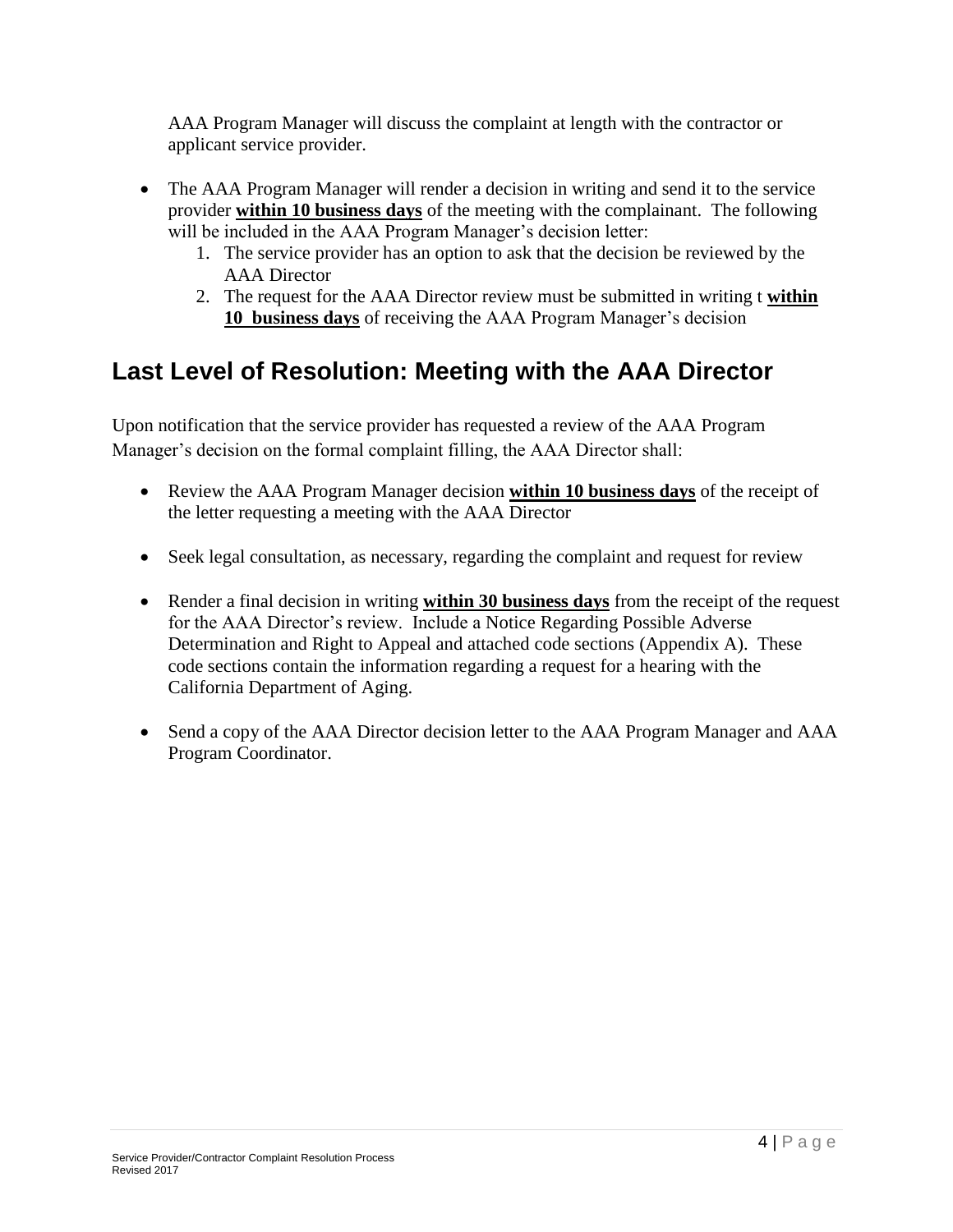AAA Program Manager will discuss the complaint at length with the contractor or applicant service provider.

- The AAA Program Manager will render a decision in writing and send it to the service provider **within 10 business days** of the meeting with the complainant. The following will be included in the AAA Program Manager's decision letter:
  1. The service provider has an option to ask that the decision be reviewed by the AAA Director
  2. The request for the AAA Director review must be submitted in writing t **within 10 business days** of receiving the AAA Program Manager's decision

## Last Level of Resolution: Meeting with the AAA Director

Upon notification that the service provider has requested a review of the AAA Program Manager's decision on the formal complaint filling, the AAA Director shall:

- Review the AAA Program Manager decision **within 10 business days** of the receipt of the letter requesting a meeting with the AAA Director

- Seek legal consultation, as necessary, regarding the complaint and request for review

- Render a final decision in writing **within 30 business days** from the receipt of the request for the AAA Director's review. Include a Notice Regarding Possible Adverse Determination and Right to Appeal and attached code sections (Appendix A). These code sections contain the information regarding a request for a hearing with the California Department of Aging.

- Send a copy of the AAA Director decision letter to the AAA Program Manager and AAA Program Coordinator.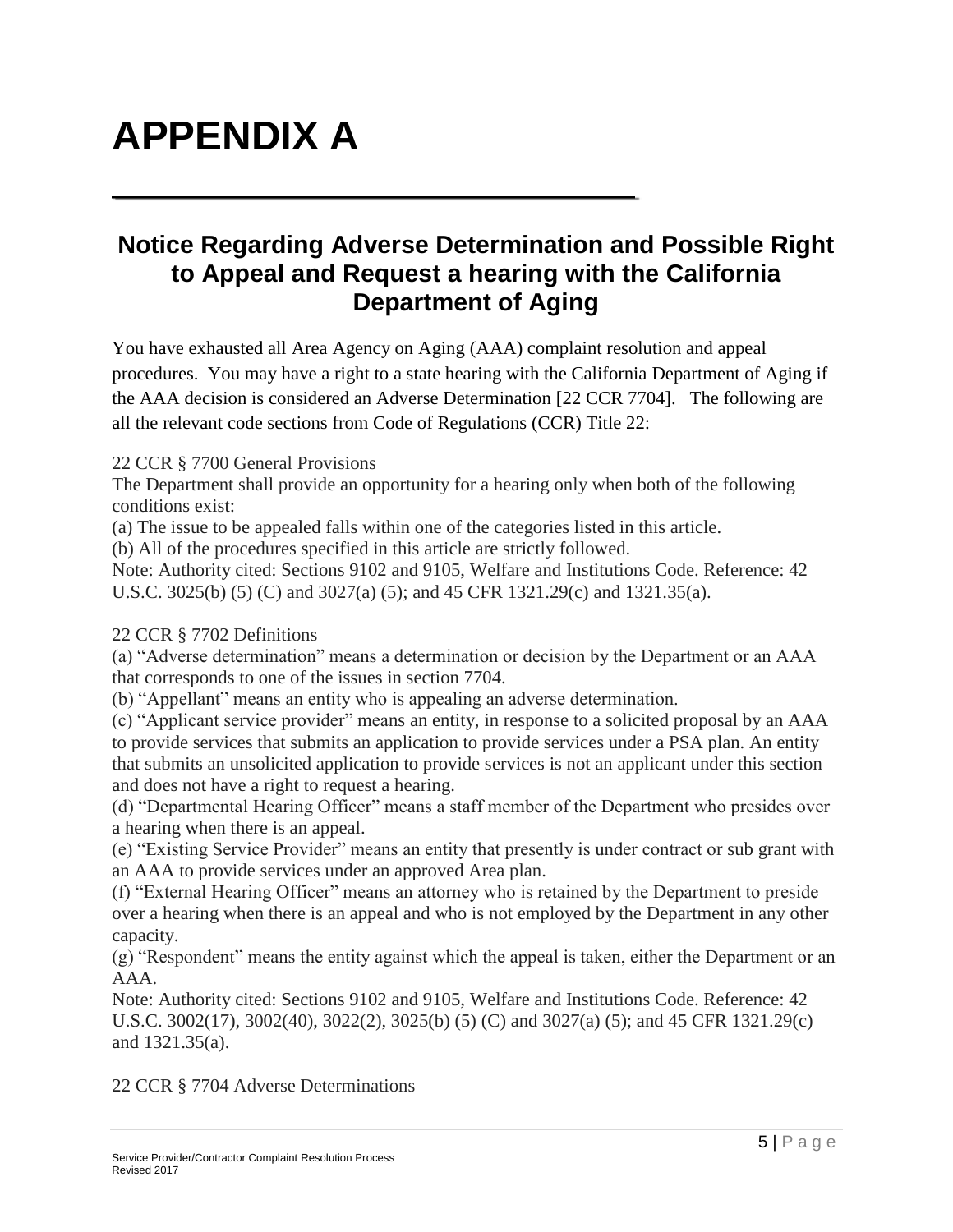# APPENDIX A

## Notice Regarding Adverse Determination and Possible Right to Appeal and Request a hearing with the California Department of Aging

You have exhausted all Area Agency on Aging (AAA) complaint resolution and appeal procedures. You may have a right to a state hearing with the California Department of Aging if the AAA decision is considered an Adverse Determination [22 CCR 7704]. The following are all the relevant code sections from Code of Regulations (CCR) Title 22:

22 CCR § 7700 General Provisions

The Department shall provide an opportunity for a hearing only when both of the following conditions exist:

(a) The issue to be appealed falls within one of the categories listed in this article.

(b) All of the procedures specified in this article are strictly followed.

Note: Authority cited: Sections 9102 and 9105, Welfare and Institutions Code. Reference: 42 U.S.C. 3025(b) (5) (C) and 3027(a) (5); and 45 CFR 1321.29(c) and 1321.35(a).

22 CCR § 7702 Definitions

(a) “Adverse determination” means a determination or decision by the Department or an AAA that corresponds to one of the issues in section 7704.

(b) “Appellant” means an entity who is appealing an adverse determination.

(c) “Applicant service provider” means an entity, in response to a solicited proposal by an AAA to provide services that submits an application to provide services under a PSA plan. An entity that submits an unsolicited application to provide services is not an applicant under this section and does not have a right to request a hearing.

(d) “Departmental Hearing Officer” means a staff member of the Department who presides over a hearing when there is an appeal.

(e) “Existing Service Provider” means an entity that presently is under contract or sub grant with an AAA to provide services under an approved Area plan.

(f) “External Hearing Officer” means an attorney who is retained by the Department to preside over a hearing when there is an appeal and who is not employed by the Department in any other capacity.

(g) “Respondent” means the entity against which the appeal is taken, either the Department or an AAA.

Note: Authority cited: Sections 9102 and 9105, Welfare and Institutions Code. Reference: 42 U.S.C. 3002(17), 3002(40), 3022(2), 3025(b) (5) (C) and 3027(a) (5); and 45 CFR 1321.29(c) and 1321.35(a).

22 CCR § 7704 Adverse Determinations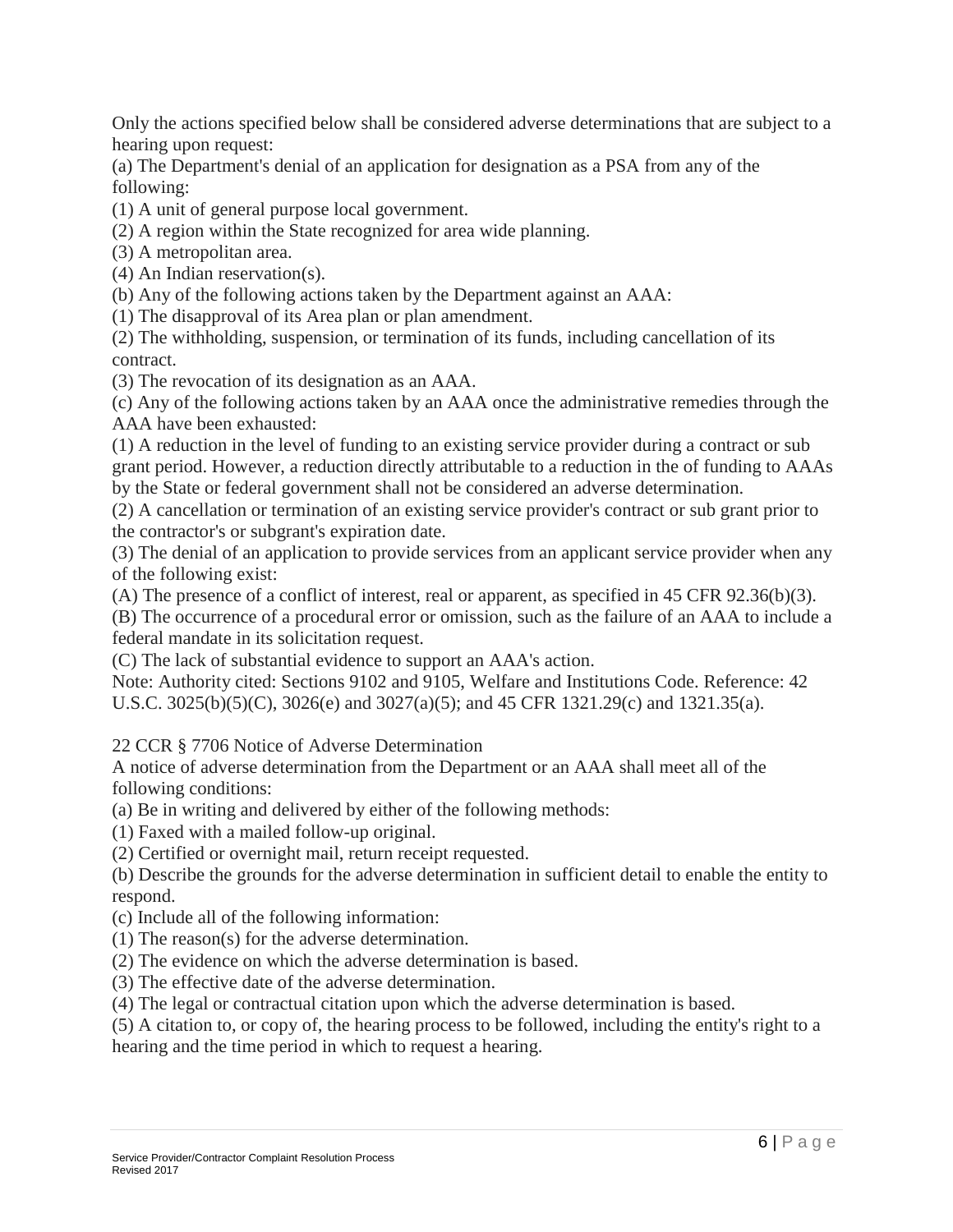Only the actions specified below shall be considered adverse determinations that are subject to a hearing upon request:

(a) The Department's denial of an application for designation as a PSA from any of the following:

(1) A unit of general purpose local government.

(2) A region within the State recognized for area wide planning.

(3) A metropolitan area.

(4) An Indian reservation(s).

(b) Any of the following actions taken by the Department against an AAA:

(1) The disapproval of its Area plan or plan amendment.

(2) The withholding, suspension, or termination of its funds, including cancellation of its contract.

(3) The revocation of its designation as an AAA.

(c) Any of the following actions taken by an AAA once the administrative remedies through the AAA have been exhausted:

(1) A reduction in the level of funding to an existing service provider during a contract or sub grant period. However, a reduction directly attributable to a reduction in the of funding to AAAs by the State or federal government shall not be considered an adverse determination.

(2) A cancellation or termination of an existing service provider's contract or sub grant prior to the contractor's or subgrant's expiration date.

(3) The denial of an application to provide services from an applicant service provider when any of the following exist:

(A) The presence of a conflict of interest, real or apparent, as specified in 45 CFR 92.36(b)(3).

(B) The occurrence of a procedural error or omission, such as the failure of an AAA to include a federal mandate in its solicitation request.

(C) The lack of substantial evidence to support an AAA's action.

Note: Authority cited: Sections 9102 and 9105, Welfare and Institutions Code. Reference: 42 U.S.C. 3025(b)(5)(C), 3026(e) and 3027(a)(5); and 45 CFR 1321.29(c) and 1321.35(a).

22 CCR § 7706 Notice of Adverse Determination

A notice of adverse determination from the Department or an AAA shall meet all of the following conditions:

(a) Be in writing and delivered by either of the following methods:

(1) Faxed with a mailed follow-up original.

(2) Certified or overnight mail, return receipt requested.

(b) Describe the grounds for the adverse determination in sufficient detail to enable the entity to respond.

(c) Include all of the following information:

(1) The reason(s) for the adverse determination.

(2) The evidence on which the adverse determination is based.

(3) The effective date of the adverse determination.

(4) The legal or contractual citation upon which the adverse determination is based.

(5) A citation to, or copy of, the hearing process to be followed, including the entity's right to a hearing and the time period in which to request a hearing.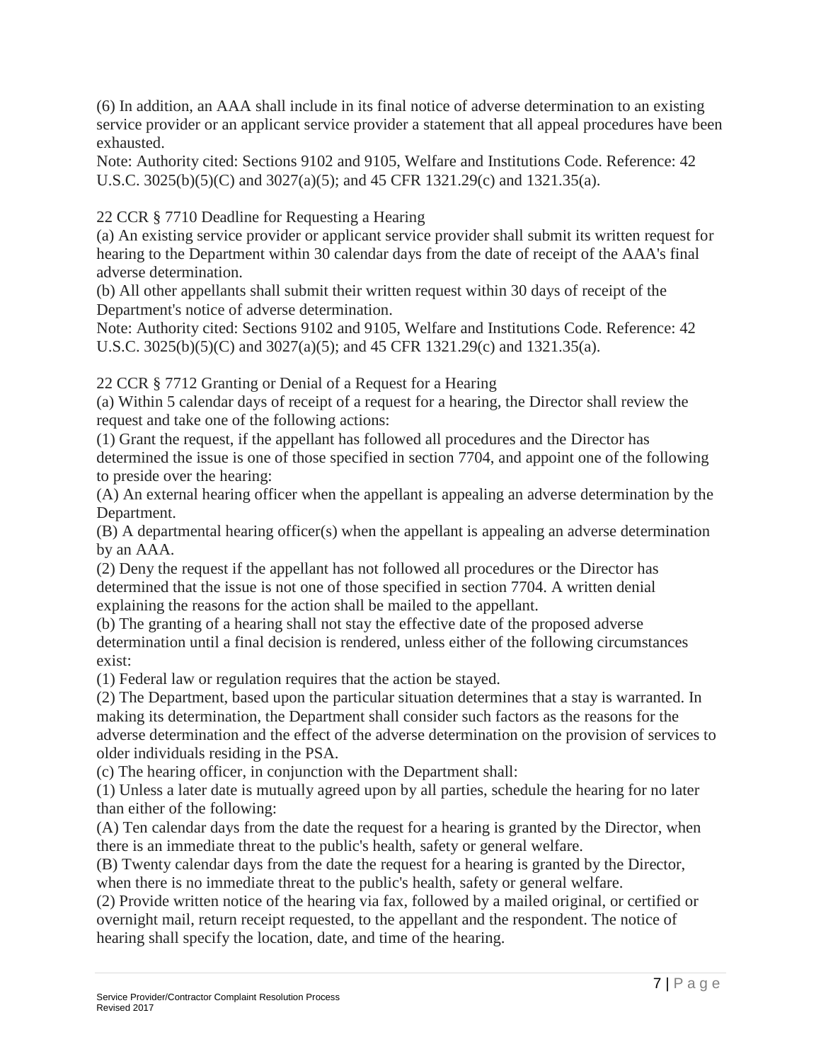(6) In addition, an AAA shall include in its final notice of adverse determination to an existing service provider or an applicant service provider a statement that all appeal procedures have been exhausted.

Note: Authority cited: Sections 9102 and 9105, Welfare and Institutions Code. Reference: 42 U.S.C. 3025(b)(5)(C) and 3027(a)(5); and 45 CFR 1321.29(c) and 1321.35(a).

22 CCR § 7710 Deadline for Requesting a Hearing

(a) An existing service provider or applicant service provider shall submit its written request for hearing to the Department within 30 calendar days from the date of receipt of the AAA's final adverse determination.

(b) All other appellants shall submit their written request within 30 days of receipt of the Department's notice of adverse determination.

Note: Authority cited: Sections 9102 and 9105, Welfare and Institutions Code. Reference: 42 U.S.C. 3025(b)(5)(C) and 3027(a)(5); and 45 CFR 1321.29(c) and 1321.35(a).

22 CCR § 7712 Granting or Denial of a Request for a Hearing

(a) Within 5 calendar days of receipt of a request for a hearing, the Director shall review the request and take one of the following actions:

(1) Grant the request, if the appellant has followed all procedures and the Director has determined the issue is one of those specified in section 7704, and appoint one of the following to preside over the hearing:

(A) An external hearing officer when the appellant is appealing an adverse determination by the Department.

(B) A departmental hearing officer(s) when the appellant is appealing an adverse determination by an AAA.

(2) Deny the request if the appellant has not followed all procedures or the Director has determined that the issue is not one of those specified in section 7704. A written denial explaining the reasons for the action shall be mailed to the appellant.

(b) The granting of a hearing shall not stay the effective date of the proposed adverse determination until a final decision is rendered, unless either of the following circumstances exist:

(1) Federal law or regulation requires that the action be stayed.

(2) The Department, based upon the particular situation determines that a stay is warranted. In making its determination, the Department shall consider such factors as the reasons for the adverse determination and the effect of the adverse determination on the provision of services to older individuals residing in the PSA.

(c) The hearing officer, in conjunction with the Department shall:

(1) Unless a later date is mutually agreed upon by all parties, schedule the hearing for no later than either of the following:

(A) Ten calendar days from the date the request for a hearing is granted by the Director, when there is an immediate threat to the public's health, safety or general welfare.

(B) Twenty calendar days from the date the request for a hearing is granted by the Director, when there is no immediate threat to the public's health, safety or general welfare.

(2) Provide written notice of the hearing via fax, followed by a mailed original, or certified or overnight mail, return receipt requested, to the appellant and the respondent. The notice of hearing shall specify the location, date, and time of the hearing.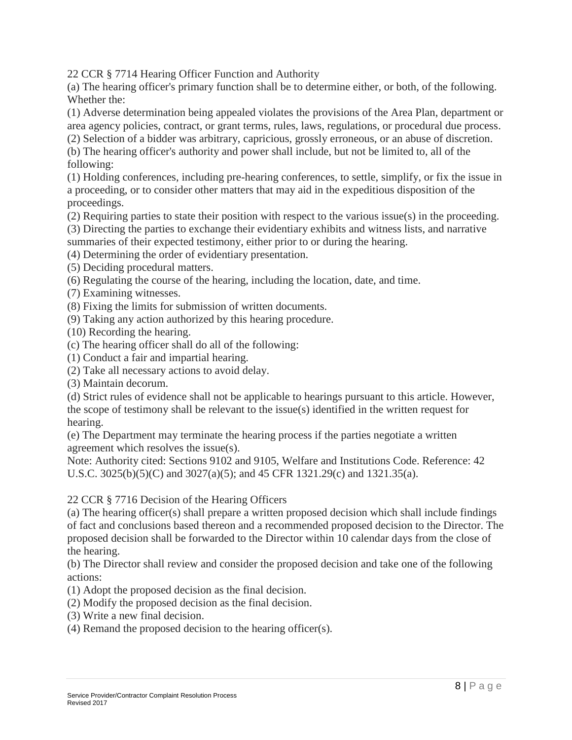22 CCR § 7714 Hearing Officer Function and Authority

(a) The hearing officer's primary function shall be to determine either, or both, of the following. Whether the:

(1) Adverse determination being appealed violates the provisions of the Area Plan, department or area agency policies, contract, or grant terms, rules, laws, regulations, or procedural due process.

(2) Selection of a bidder was arbitrary, capricious, grossly erroneous, or an abuse of discretion.

(b) The hearing officer's authority and power shall include, but not be limited to, all of the following:

(1) Holding conferences, including pre-hearing conferences, to settle, simplify, or fix the issue in a proceeding, or to consider other matters that may aid in the expeditious disposition of the proceedings.

(2) Requiring parties to state their position with respect to the various issue(s) in the proceeding.

(3) Directing the parties to exchange their evidentiary exhibits and witness lists, and narrative summaries of their expected testimony, either prior to or during the hearing.

(4) Determining the order of evidentiary presentation.

(5) Deciding procedural matters.

(6) Regulating the course of the hearing, including the location, date, and time.

(7) Examining witnesses.

(8) Fixing the limits for submission of written documents.

(9) Taking any action authorized by this hearing procedure.

(10) Recording the hearing.

(c) The hearing officer shall do all of the following:

(1) Conduct a fair and impartial hearing.

(2) Take all necessary actions to avoid delay.

(3) Maintain decorum.

(d) Strict rules of evidence shall not be applicable to hearings pursuant to this article. However, the scope of testimony shall be relevant to the issue(s) identified in the written request for hearing.

(e) The Department may terminate the hearing process if the parties negotiate a written agreement which resolves the issue(s).

Note: Authority cited: Sections 9102 and 9105, Welfare and Institutions Code. Reference: 42 U.S.C. 3025(b)(5)(C) and 3027(a)(5); and 45 CFR 1321.29(c) and 1321.35(a).

22 CCR § 7716 Decision of the Hearing Officers

(a) The hearing officer(s) shall prepare a written proposed decision which shall include findings of fact and conclusions based thereon and a recommended proposed decision to the Director. The proposed decision shall be forwarded to the Director within 10 calendar days from the close of the hearing.

(b) The Director shall review and consider the proposed decision and take one of the following actions:

(1) Adopt the proposed decision as the final decision.

(2) Modify the proposed decision as the final decision.

(3) Write a new final decision.

(4) Remand the proposed decision to the hearing officer(s).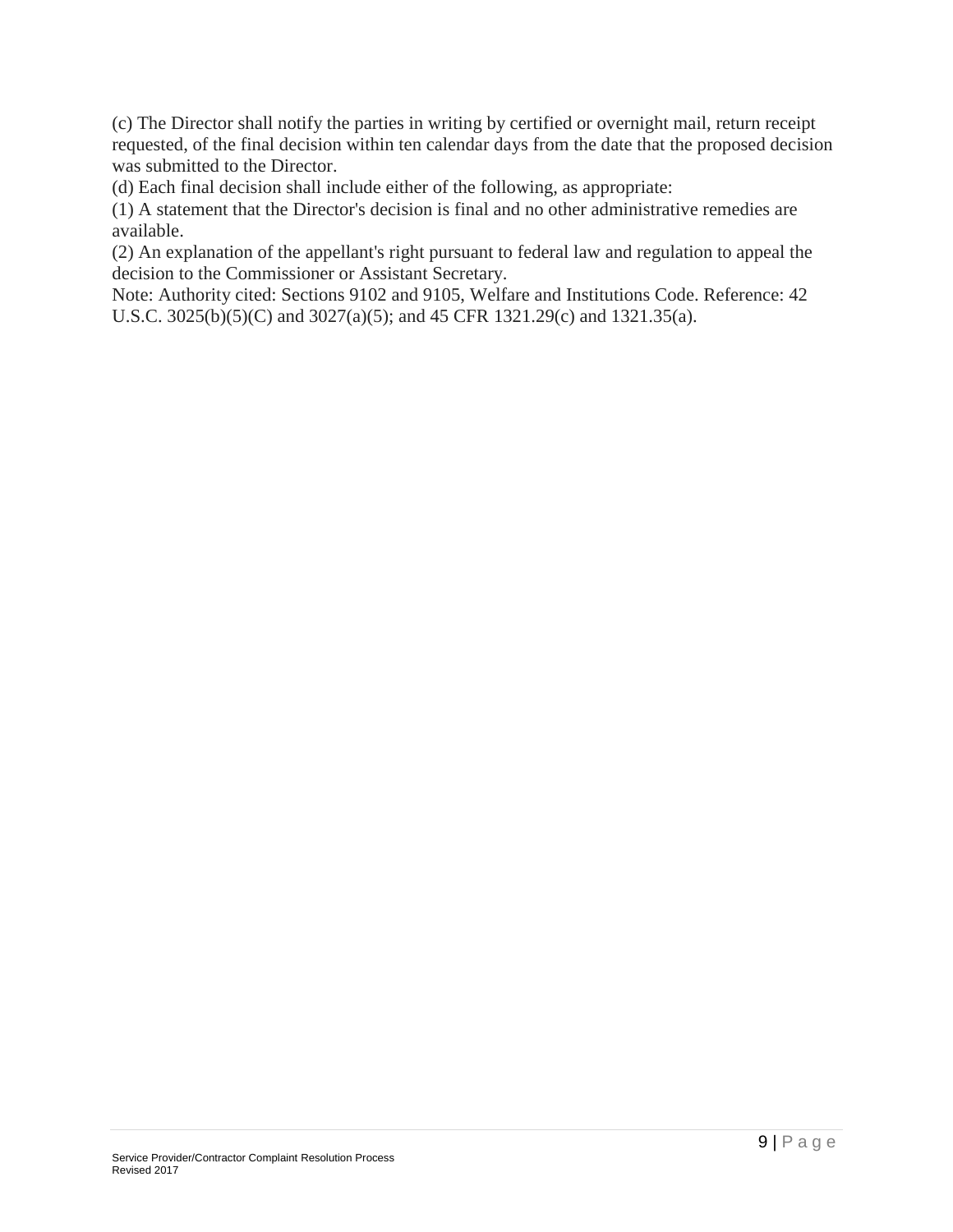(c) The Director shall notify the parties in writing by certified or overnight mail, return receipt requested, of the final decision within ten calendar days from the date that the proposed decision was submitted to the Director.

(d) Each final decision shall include either of the following, as appropriate:

(1) A statement that the Director's decision is final and no other administrative remedies are available.

(2) An explanation of the appellant's right pursuant to federal law and regulation to appeal the decision to the Commissioner or Assistant Secretary.

Note: Authority cited: Sections 9102 and 9105, Welfare and Institutions Code. Reference: 42 U.S.C. 3025(b)(5)(C) and 3027(a)(5); and 45 CFR 1321.29(c) and 1321.35(a).